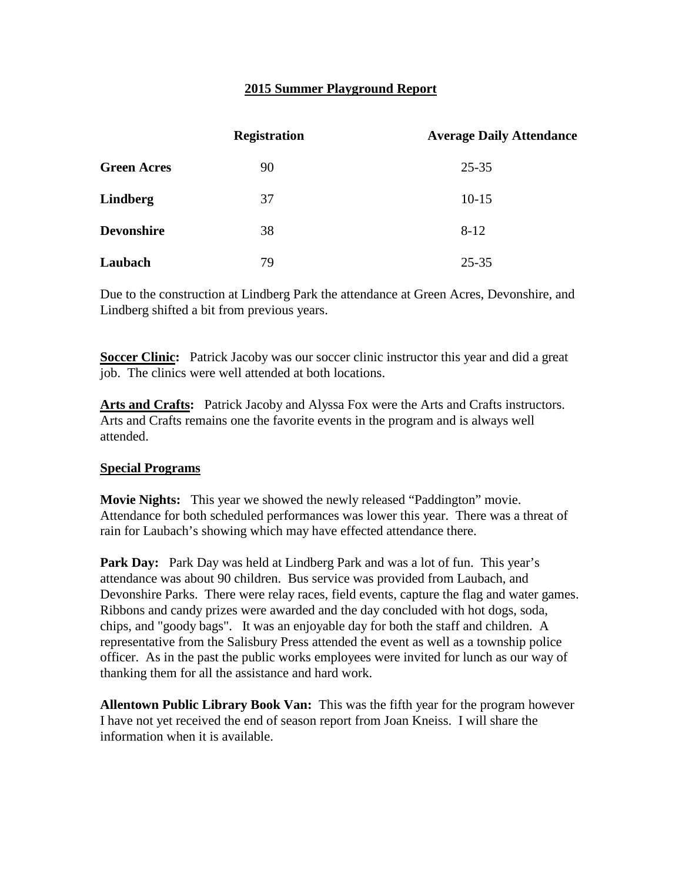**2015 Summer Playground Report**

| | Registration | Average Daily Attendance |
|---|---|---|
| **Green Acres** | 90 | 25-35 |
| **Lindberg** | 37 | 10-15 |
| **Devonshire** | 38 | 8-12 |
| **Laubach** | 79 | 25-35 |

Due to the construction at Lindberg Park the attendance at Green Acres, Devonshire, and Lindberg shifted a bit from previous years.

**Soccer Clinic:** Patrick Jacoby was our soccer clinic instructor this year and did a great job. The clinics were well attended at both locations.

**Arts and Crafts:** Patrick Jacoby and Alyssa Fox were the Arts and Crafts instructors. Arts and Crafts remains one the favorite events in the program and is always well attended.

**Special Programs**

**Movie Nights:** This year we showed the newly released "Paddington" movie. Attendance for both scheduled performances was lower this year. There was a threat of rain for Laubach's showing which may have effected attendance there.

**Park Day:** Park Day was held at Lindberg Park and was a lot of fun. This year's attendance was about 90 children. Bus service was provided from Laubach, and Devonshire Parks. There were relay races, field events, capture the flag and water games. Ribbons and candy prizes were awarded and the day concluded with hot dogs, soda, chips, and "goody bags". It was an enjoyable day for both the staff and children. A representative from the Salisbury Press attended the event as well as a township police officer. As in the past the public works employees were invited for lunch as our way of thanking them for all the assistance and hard work.

**Allentown Public Library Book Van:** This was the fifth year for the program however I have not yet received the end of season report from Joan Kneiss. I will share the information when it is available.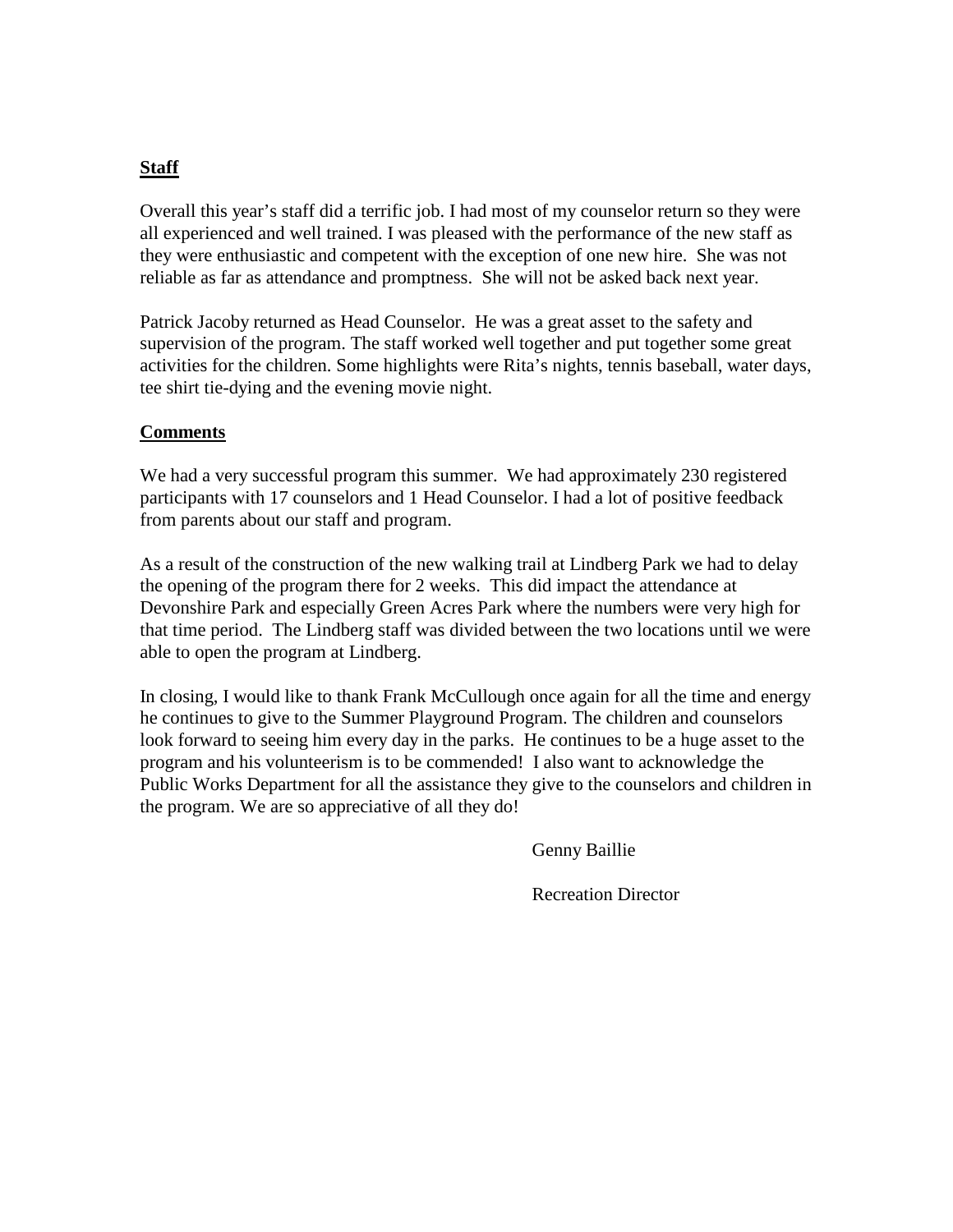**Staff**

Overall this year's staff did a terrific job. I had most of my counselor return so they were all experienced and well trained. I was pleased with the performance of the new staff as they were enthusiastic and competent with the exception of one new hire. She was not reliable as far as attendance and promptness. She will not be asked back next year.

Patrick Jacoby returned as Head Counselor. He was a great asset to the safety and supervision of the program. The staff worked well together and put together some great activities for the children. Some highlights were Rita's nights, tennis baseball, water days, tee shirt tie-dying and the evening movie night.

**Comments**

We had a very successful program this summer. We had approximately 230 registered participants with 17 counselors and 1 Head Counselor. I had a lot of positive feedback from parents about our staff and program.

As a result of the construction of the new walking trail at Lindberg Park we had to delay the opening of the program there for 2 weeks. This did impact the attendance at Devonshire Park and especially Green Acres Park where the numbers were very high for that time period. The Lindberg staff was divided between the two locations until we were able to open the program at Lindberg.

In closing, I would like to thank Frank McCullough once again for all the time and energy he continues to give to the Summer Playground Program. The children and counselors look forward to seeing him every day in the parks. He continues to be a huge asset to the program and his volunteerism is to be commended! I also want to acknowledge the Public Works Department for all the assistance they give to the counselors and children in the program. We are so appreciative of all they do!

Genny Baillie

Recreation Director